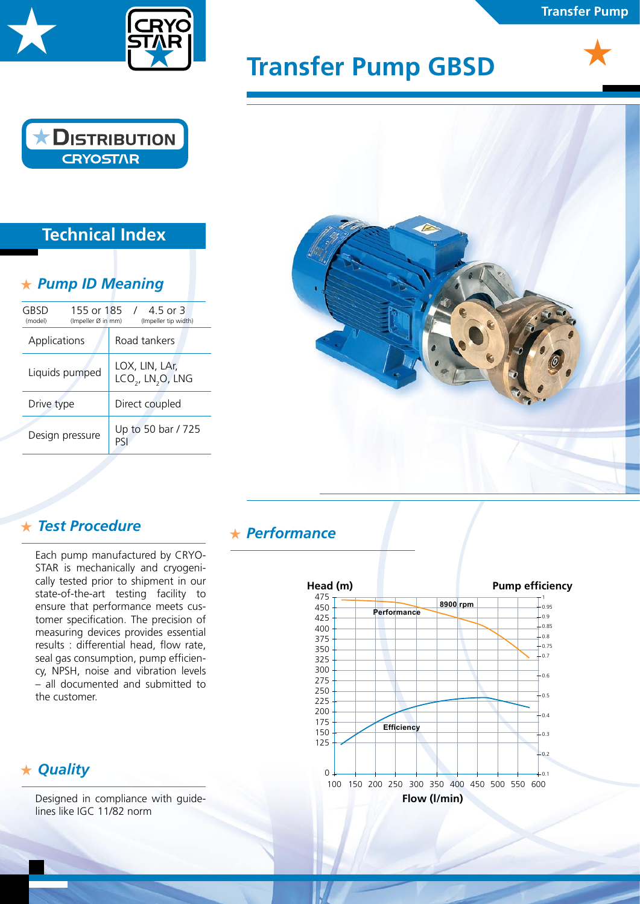# Transfer Pump GBSD

DISTRIBUTION CRYOSTAR

## Technical Index

### Pump ID Meaning

GBSD (model) 155 or 185 (Impeller Ø in mm) / 4.5 or 3 (Impeller tip width)

| | |
|---|---|
| Applications | Road tankers |
| Liquids pumped | LOX, LIN, LAr, $LCO_2$, $LN_2O$, LNG |
| Drive type | Direct coupled |
| Design pressure | Up to 50 bar / 725 PSI |

### Test Procedure

Each pump manufactured by CRYOSTAR is mechanically and cryogenically tested prior to shipment in our state-of-the-art testing facility to ensure that performance meets customer specification. The precision of measuring devices provides essential results : differential head, flow rate, seal gas consumption, pump efficiency, NPSH, noise and vibration levels – all documented and submitted to the customer.

### Quality

Designed in compliance with guidelines like IGC 11/82 norm

### Performance

Head (m) / Pump efficiency vs. Flow (l/min) — Performance and Efficiency curves at 8900 rpm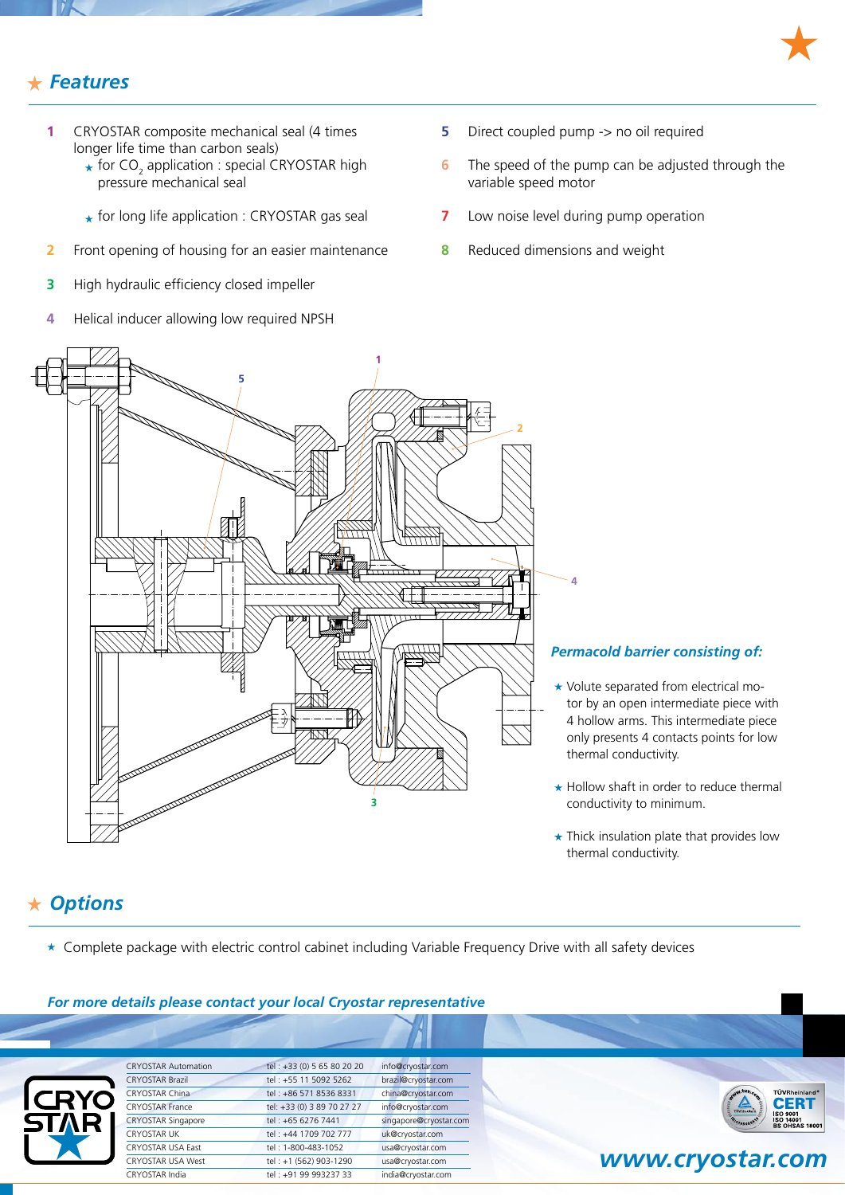## ★ Features

1. CRYOSTAR composite mechanical seal (4 times longer life time than carbon seals)
   - ★ for $CO_2$ application : special CRYOSTAR high pressure mechanical seal
   - ★ for long life application : CRYOSTAR gas seal
2. Front opening of housing for an easier maintenance
3. High hydraulic efficiency closed impeller
4. Helical inducer allowing low required NPSH
5. Direct coupled pump -> no oil required
6. The speed of the pump can be adjusted through the variable speed motor
7. Low noise level during pump operation
8. Reduced dimensions and weight

1

5

2

4

3

### *Permacold barrier consisting of:*

- ★ Volute separated from electrical motor by an open intermediate piece with 4 hollow arms. This intermediate piece only presents 4 contacts points for low thermal conductivity.
- ★ Hollow shaft in order to reduce thermal conductivity to minimum.
- ★ Thick insulation plate that provides low thermal conductivity.

## ★ Options

- ★ Complete package with electric control cabinet including Variable Frequency Drive with all safety devices

***For more details please contact your local Cryostar representative***

| | | |
|---|---|---|
| CRYOSTAR Automation | tel : +33 (0) 5 65 80 20 20 | info@cryostar.com |
| CRYOSTAR Brazil | tel : +55 11 5092 5262 | brazil@cryostar.com |
| CRYOSTAR China | tel : +86 571 8536 8331 | china@cryostar.com |
| CRYOSTAR France | tel: +33 (0) 3 89 70 27 27 | info@cryostar.com |
| CRYOSTAR Singapore | tel : +65 6276 7441 | singapore@cryostar.com |
| CRYOSTAR UK | tel : +44 1709 702 777 | uk@cryostar.com |
| CRYOSTAR USA East | tel : 1-800-483-1052 | usa@cryostar.com |
| CRYOSTAR USA West | tel : +1 (562) 903-1290 | usa@cryostar.com |
| CRYOSTAR India | tel : +91 99 993237 33 | india@cryostar.com |

TÜVRheinland CERT ISO 9001 ISO 14001 BS OHSAS 18001

**www.cryostar.com**